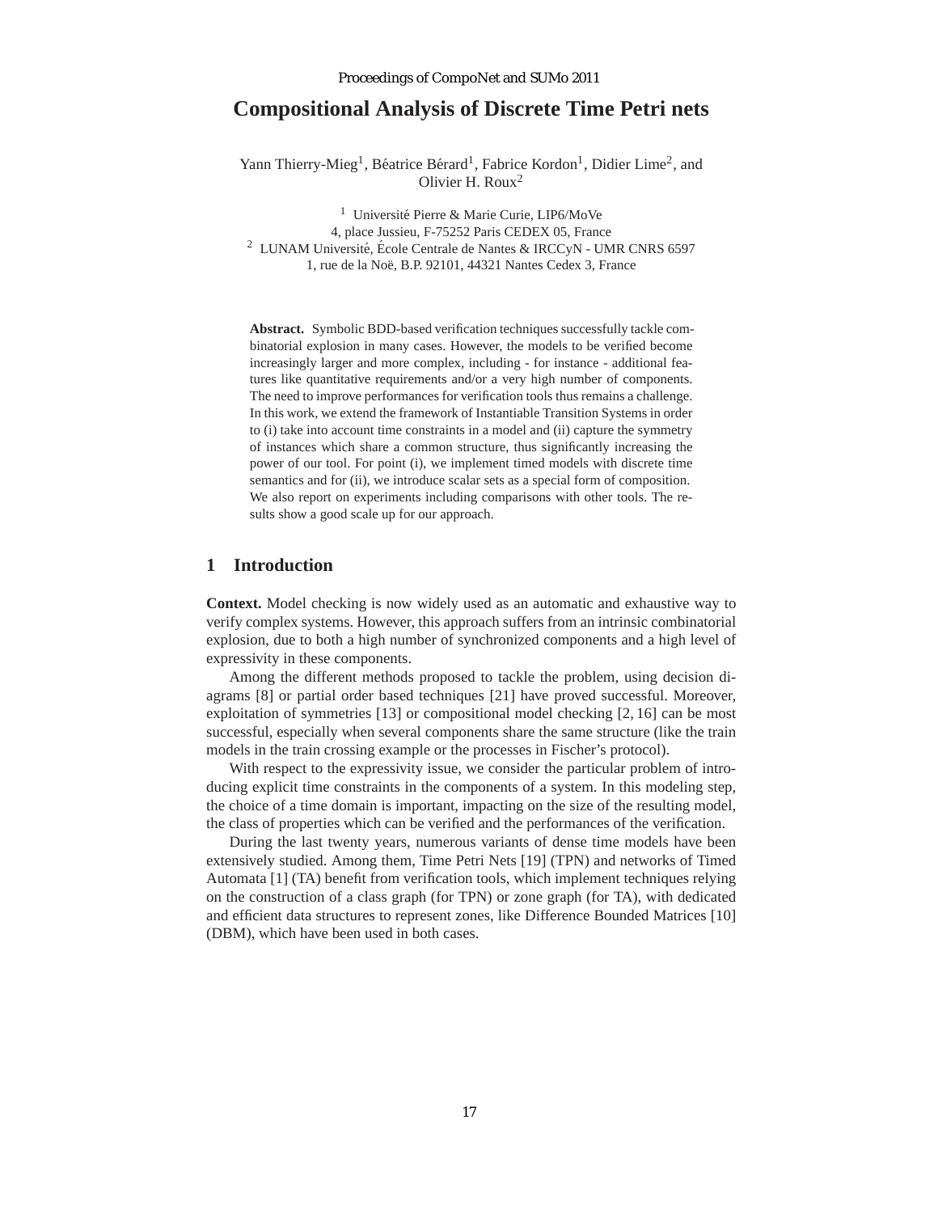# Compositional Analysis of Discrete Time Petri nets

Yann Thierry-Mieg[1], Béatrice Bérard[1], Fabrice Kordon[1], Didier Lime[2], and Olivier H. Roux[2]

[1] Université Pierre & Marie Curie, LIP6/MoVe
4, place Jussieu, F-75252 Paris CEDEX 05, France
[2] LUNAM Université, École Centrale de Nantes & IRCCyN - UMR CNRS 6597
1, rue de la Noë, B.P. 92101, 44321 Nantes Cedex 3, France

**Abstract.** Symbolic BDD-based verification techniques successfully tackle combinatorial explosion in many cases. However, the models to be verified become increasingly larger and more complex, including - for instance - additional features like quantitative requirements and/or a very high number of components. The need to improve performances for verification tools thus remains a challenge. In this work, we extend the framework of Instantiable Transition Systems in order to (i) take into account time constraints in a model and (ii) capture the symmetry of instances which share a common structure, thus significantly increasing the power of our tool. For point (i), we implement timed models with discrete time semantics and for (ii), we introduce scalar sets as a special form of composition. We also report on experiments including comparisons with other tools. The results show a good scale up for our approach.

## 1 Introduction

**Context.** Model checking is now widely used as an automatic and exhaustive way to verify complex systems. However, this approach suffers from an intrinsic combinatorial explosion, due to both a high number of synchronized components and a high level of expressivity in these components.

Among the different methods proposed to tackle the problem, using decision diagrams [8] or partial order based techniques [21] have proved successful. Moreover, exploitation of symmetries [13] or compositional model checking [2, 16] can be most successful, especially when several components share the same structure (like the train models in the train crossing example or the processes in Fischer's protocol).

With respect to the expressivity issue, we consider the particular problem of introducing explicit time constraints in the components of a system. In this modeling step, the choice of a time domain is important, impacting on the size of the resulting model, the class of properties which can be verified and the performances of the verification.

During the last twenty years, numerous variants of dense time models have been extensively studied. Among them, Time Petri Nets [19] (TPN) and networks of Timed Automata [1] (TA) benefit from verification tools, which implement techniques relying on the construction of a class graph (for TPN) or zone graph (for TA), with dedicated and efficient data structures to represent zones, like Difference Bounded Matrices [10] (DBM), which have been used in both cases.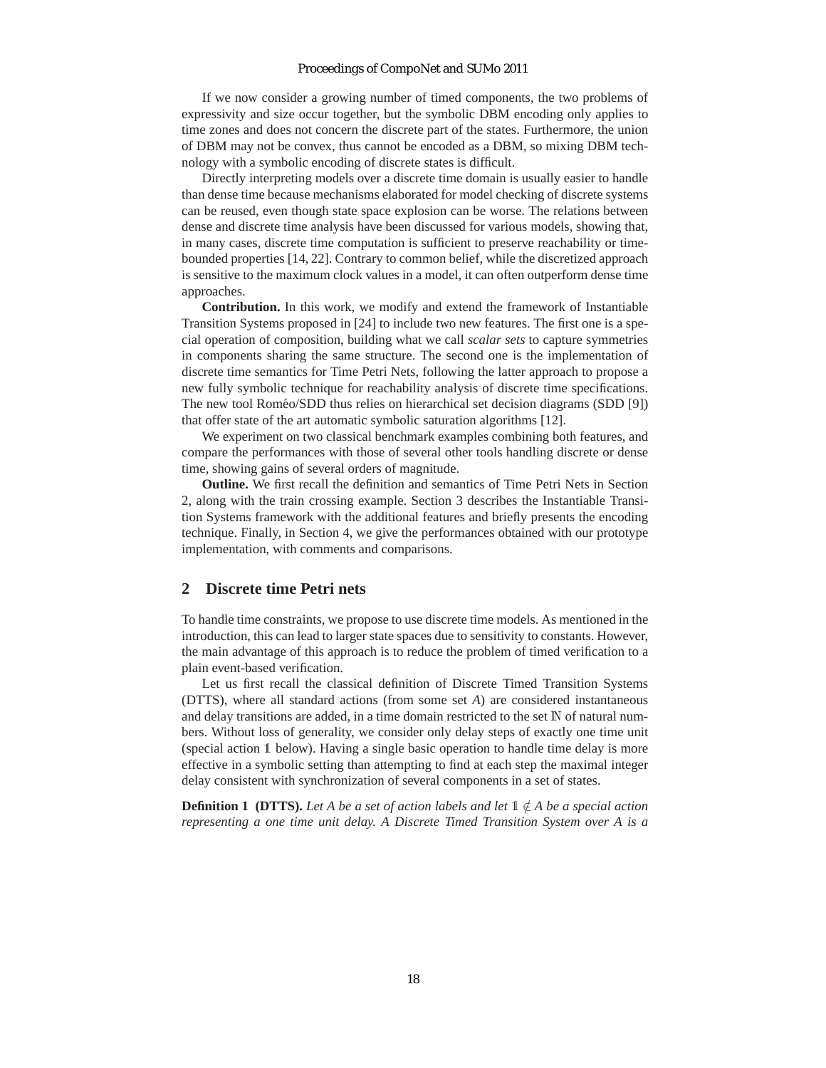If we now consider a growing number of timed components, the two problems of expressivity and size occur together, but the symbolic DBM encoding only applies to time zones and does not concern the discrete part of the states. Furthermore, the union of DBM may not be convex, thus cannot be encoded as a DBM, so mixing DBM technology with a symbolic encoding of discrete states is difficult.

Directly interpreting models over a discrete time domain is usually easier to handle than dense time because mechanisms elaborated for model checking of discrete systems can be reused, even though state space explosion can be worse. The relations between dense and discrete time analysis have been discussed for various models, showing that, in many cases, discrete time computation is sufficient to preserve reachability or time-bounded properties [14, 22]. Contrary to common belief, while the discretized approach is sensitive to the maximum clock values in a model, it can often outperform dense time approaches.

**Contribution.** In this work, we modify and extend the framework of Instantiable Transition Systems proposed in [24] to include two new features. The first one is a special operation of composition, building what we call *scalar sets* to capture symmetries in components sharing the same structure. The second one is the implementation of discrete time semantics for Time Petri Nets, following the latter approach to propose a new fully symbolic technique for reachability analysis of discrete time specifications. The new tool Roméo/SDD thus relies on hierarchical set decision diagrams (SDD [9]) that offer state of the art automatic symbolic saturation algorithms [12].

We experiment on two classical benchmark examples combining both features, and compare the performances with those of several other tools handling discrete or dense time, showing gains of several orders of magnitude.

**Outline.** We first recall the definition and semantics of Time Petri Nets in Section 2, along with the train crossing example. Section 3 describes the Instantiable Transition Systems framework with the additional features and briefly presents the encoding technique. Finally, in Section 4, we give the performances obtained with our prototype implementation, with comments and comparisons.

## 2 Discrete time Petri nets

To handle time constraints, we propose to use discrete time models. As mentioned in the introduction, this can lead to larger state spaces due to sensitivity to constants. However, the main advantage of this approach is to reduce the problem of timed verification to a plain event-based verification.

Let us first recall the classical definition of Discrete Timed Transition Systems (DTTS), where all standard actions (from some set $A$) are considered instantaneous and delay transitions are added, in a time domain restricted to the set $\mathbb{N}$ of natural numbers. Without loss of generality, we consider only delay steps of exactly one time unit (special action $\mathbb{1}$ below). Having a single basic operation to handle time delay is more effective in a symbolic setting than attempting to find at each step the maximal integer delay consistent with synchronization of several components in a set of states.

**Definition 1 (DTTS).** *Let $A$ be a set of action labels and let $\mathbb{1} \notin A$ be a special action representing a one time unit delay. A Discrete Timed Transition System over $A$ is a*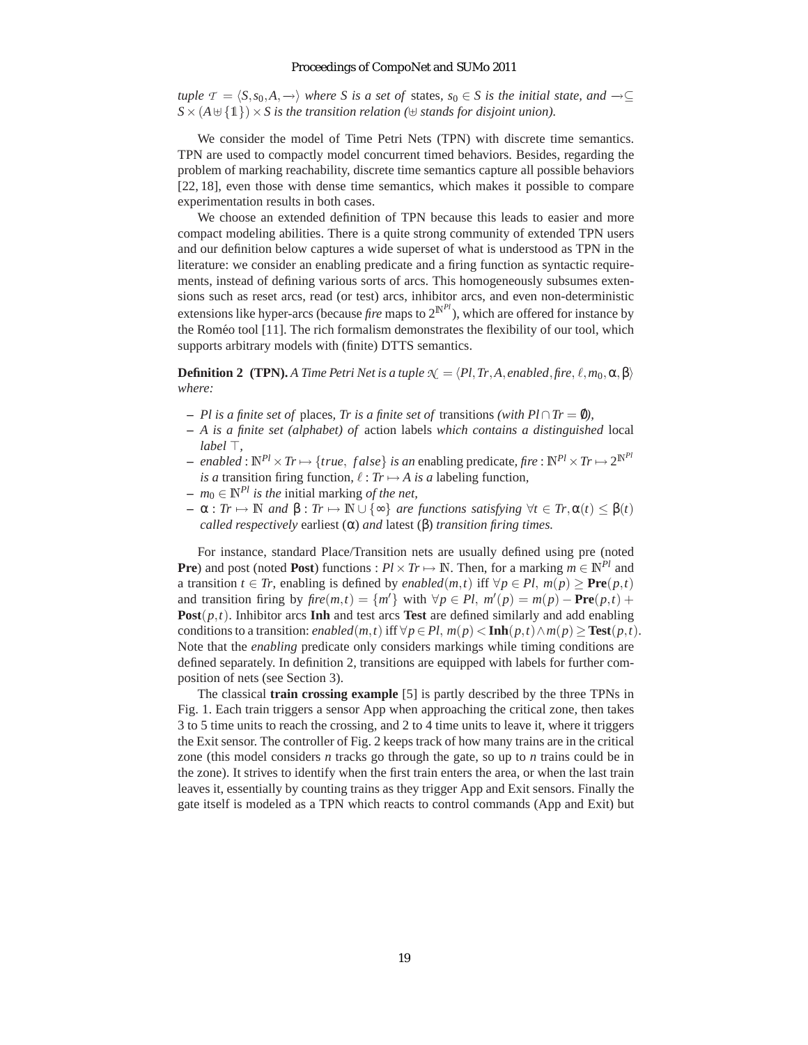*tuple* $\mathcal{T} = \langle S, s_0, A, \longrightarrow\rangle$ *where* $S$ *is a set of* states, $s_0 \in S$ *is the initial state, and* $\longrightarrow \subseteq S \times (A \uplus \{\mathbb{1}\}) \times S$ *is the transition relation (*$\uplus$ *stands for disjoint union).*

We consider the model of Time Petri Nets (TPN) with discrete time semantics. TPN are used to compactly model concurrent timed behaviors. Besides, regarding the problem of marking reachability, discrete time semantics capture all possible behaviors [22, 18], even those with dense time semantics, which makes it possible to compare experimentation results in both cases.

We choose an extended definition of TPN because this leads to easier and more compact modeling abilities. There is a quite strong community of extended TPN users and our definition below captures a wide superset of what is understood as TPN in the literature: we consider an enabling predicate and a firing function as syntactic requirements, instead of defining various sorts of arcs. This homogeneously subsumes extensions such as reset arcs, read (or test) arcs, inhibitor arcs, and even non-deterministic extensions like hyper-arcs (because *fire* maps to $2^{\mathbb{N}^{Pl}}$), which are offered for instance by the Roméo tool [11]. The rich formalism demonstrates the flexibility of our tool, which supports arbitrary models with (finite) DTTS semantics.

**Definition 2 (TPN).** *A Time Petri Net is a tuple* $\mathcal{N} = \langle Pl, Tr, A, enabled, fire, \ell, m_0, \alpha, \beta\rangle$ *where:*

- *$Pl$ is a finite set of* places*, $Tr$ is a finite set of* transitions *(with $Pl \cap Tr = \emptyset$),*
- *$A$ is a finite set (alphabet) of* action labels *which contains a distinguished* local label $\top$*,*
- *$enabled : \mathbb{N}^{Pl} \times Tr \mapsto \{true,\ false\}$ is an* enabling predicate*, $fire : \mathbb{N}^{Pl} \times Tr \mapsto 2^{\mathbb{N}^{Pl}}$ is a* transition firing function*, $\ell : Tr \mapsto A$ is a* labeling function*,*
- *$m_0 \in \mathbb{N}^{Pl}$ is the* initial marking *of the net,*
- *$\alpha : Tr \mapsto \mathbb{N}$ and $\beta : Tr \mapsto \mathbb{N} \cup \{\infty\}$ are functions satisfying $\forall t \in Tr, \alpha(t) \leq \beta(t)$ called respectively* earliest *($\alpha$) and* latest *($\beta$) transition firing times.*

For instance, standard Place/Transition nets are usually defined using pre (noted **Pre**) and post (noted **Post**) functions : $Pl \times Tr \mapsto \mathbb{N}$. Then, for a marking $m \in \mathbb{N}^{Pl}$ and a transition $t \in Tr$, enabling is defined by $enabled(m,t)$ iff $\forall p \in Pl,\ m(p) \geq \mathbf{Pre}(p,t)$ and transition firing by $fire(m,t) = \{m'\}$ with $\forall p \in Pl,\ m'(p) = m(p) - \mathbf{Pre}(p,t) + \mathbf{Post}(p,t)$. Inhibitor arcs **Inh** and test arcs **Test** are defined similarly and add enabling conditions to a transition: $enabled(m,t)$ iff $\forall p \in Pl,\ m(p) < \mathbf{Inh}(p,t) \wedge m(p) \geq \mathbf{Test}(p,t)$. Note that the *enabling* predicate only considers markings while timing conditions are defined separately. In definition 2, transitions are equipped with labels for further composition of nets (see Section 3).

The classical **train crossing example** [5] is partly described by the three TPNs in Fig. 1. Each train triggers a sensor App when approaching the critical zone, then takes 3 to 5 time units to reach the crossing, and 2 to 4 time units to leave it, where it triggers the Exit sensor. The controller of Fig. 2 keeps track of how many trains are in the critical zone (this model considers $n$ tracks go through the gate, so up to $n$ trains could be in the zone). It strives to identify when the first train enters the area, or when the last train leaves it, essentially by counting trains as they trigger App and Exit sensors. Finally the gate itself is modeled as a TPN which reacts to control commands (App and Exit) but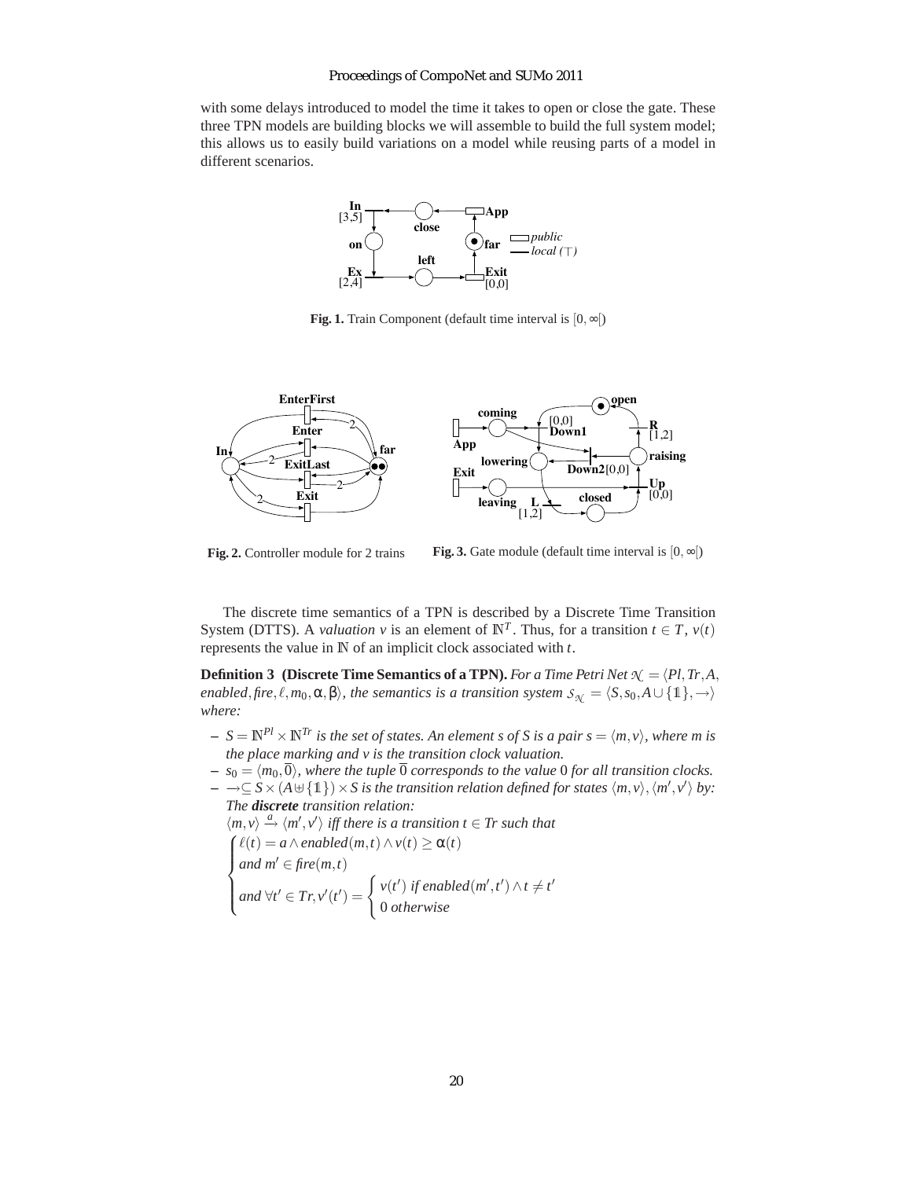with some delays introduced to model the time it takes to open or close the gate. These three TPN models are building blocks we will assemble to build the full system model; this allows us to easily build variations on a model while reusing parts of a model in different scenarios.

**Fig. 1.** Train Component (default time interval is $[0,\infty[$)

**Fig. 2.** Controller module for 2 trains

**Fig. 3.** Gate module (default time interval is $[0,\infty[$)

The discrete time semantics of a TPN is described by a Discrete Time Transition System (DTTS). A *valuation* $v$ is an element of $\mathbb{N}^T$. Thus, for a transition $t \in T$, $v(t)$ represents the value in $\mathbb{N}$ of an implicit clock associated with $t$.

**Definition 3 (Discrete Time Semantics of a TPN).** *For a Time Petri Net $\mathcal{N} = \langle Pl, Tr, A, enabled, fire, \ell, m_0, \alpha, \beta\rangle$, the semantics is a transition system $\mathcal{S}_{\mathcal{N}} = \langle S, s_0, A \cup \{\mathbb{1}\}, \rightarrow\rangle$ where:*

- *$S = \mathbb{N}^{Pl} \times \mathbb{N}^{Tr}$ is the set of states. An element s of S is a pair $s = \langle m, v\rangle$, where m is the place marking and v is the transition clock valuation.*
- *$s_0 = \langle m_0, \overline{0}\rangle$, where the tuple $\overline{0}$ corresponds to the value 0 for all transition clocks.*
- *$\rightarrow \subseteq S \times (A \uplus \{\mathbb{1}\}) \times S$ is the transition relation defined for states $\langle m, v\rangle, \langle m', v'\rangle$ by:*
  *The **discrete** transition relation:*
  *$\langle m, v\rangle \xrightarrow{a} \langle m', v'\rangle$ iff there is a transition $t \in Tr$ such that*

$$\begin{cases} \ell(t) = a \wedge enabled(m,t) \wedge v(t) \geq \alpha(t) \\ and\ m' \in fire(m,t) \\ and\ \forall t' \in Tr, v'(t') = \begin{cases} v(t') \text{ if } enabled(m',t') \wedge t \neq t' \\ 0\ otherwise \end{cases} \end{cases}$$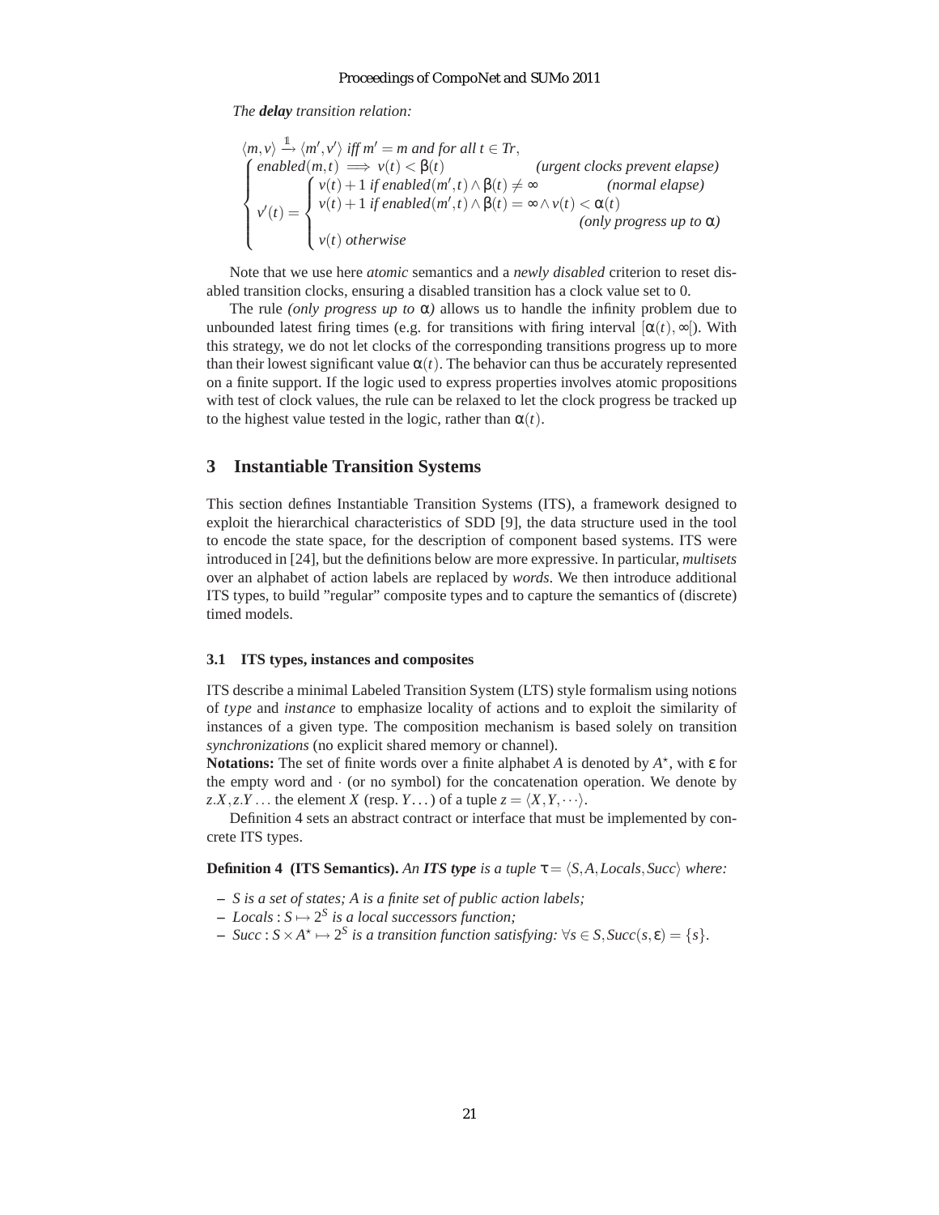*The **delay** transition relation:*

$$\langle m,v\rangle \xrightarrow{1} \langle m',v'\rangle \text{ iff } m'=m \text{ and for all } t\in Tr,$$

$$\begin{cases} enabled(m,t) \implies v(t) < \beta(t) & \textit{(urgent clocks prevent elapse)} \\ v'(t) = \begin{cases} v(t)+1 \text{ if } enabled(m',t) \wedge \beta(t) \neq \infty & \textit{(normal elapse)} \\ v(t)+1 \text{ if } enabled(m',t) \wedge \beta(t) = \infty \wedge v(t) < \alpha(t) & \\ & \textit{(only progress up to } \alpha\textit{)} \\ v(t) \text{ otherwise} & \end{cases} \end{cases}$$

Note that we use here *atomic* semantics and a *newly disabled* criterion to reset disabled transition clocks, ensuring a disabled transition has a clock value set to 0.

The rule *(only progress up to $\alpha$)* allows us to handle the infinity problem due to unbounded latest firing times (e.g. for transitions with firing interval $[\alpha(t),\infty[$). With this strategy, we do not let clocks of the corresponding transitions progress up to more than their lowest significant value $\alpha(t)$. The behavior can thus be accurately represented on a finite support. If the logic used to express properties involves atomic propositions with test of clock values, the rule can be relaxed to let the clock progress be tracked up to the highest value tested in the logic, rather than $\alpha(t)$.

## 3 Instantiable Transition Systems

This section defines Instantiable Transition Systems (ITS), a framework designed to exploit the hierarchical characteristics of SDD [9], the data structure used in the tool to encode the state space, for the description of component based systems. ITS were introduced in [24], but the definitions below are more expressive. In particular, *multisets* over an alphabet of action labels are replaced by *words*. We then introduce additional ITS types, to build "regular" composite types and to capture the semantics of (discrete) timed models.

### 3.1 ITS types, instances and composites

ITS describe a minimal Labeled Transition System (LTS) style formalism using notions of *type* and *instance* to emphasize locality of actions and to exploit the similarity of instances of a given type. The composition mechanism is based solely on transition *synchronizations* (no explicit shared memory or channel).

**Notations:** The set of finite words over a finite alphabet $A$ is denoted by $A^\star$, with $\varepsilon$ for the empty word and $\cdot$ (or no symbol) for the concatenation operation. We denote by $z.X, z.Y\ldots$ the element $X$ (resp. $Y\ldots$) of a tuple $z=\langle X,Y,\cdots\rangle$.

Definition 4 sets an abstract contract or interface that must be implemented by concrete ITS types.

**Definition 4 (ITS Semantics).** *An **ITS type** is a tuple $\tau = \langle S, A, Locals, Succ\rangle$ where:*

- *$S$ is a set of states; $A$ is a finite set of public action labels;*
- *$Locals : S \mapsto 2^S$ is a local successors function;*
- *$Succ : S\times A^\star \mapsto 2^S$ is a transition function satisfying: $\forall s\in S, Succ(s,\varepsilon)=\{s\}$.*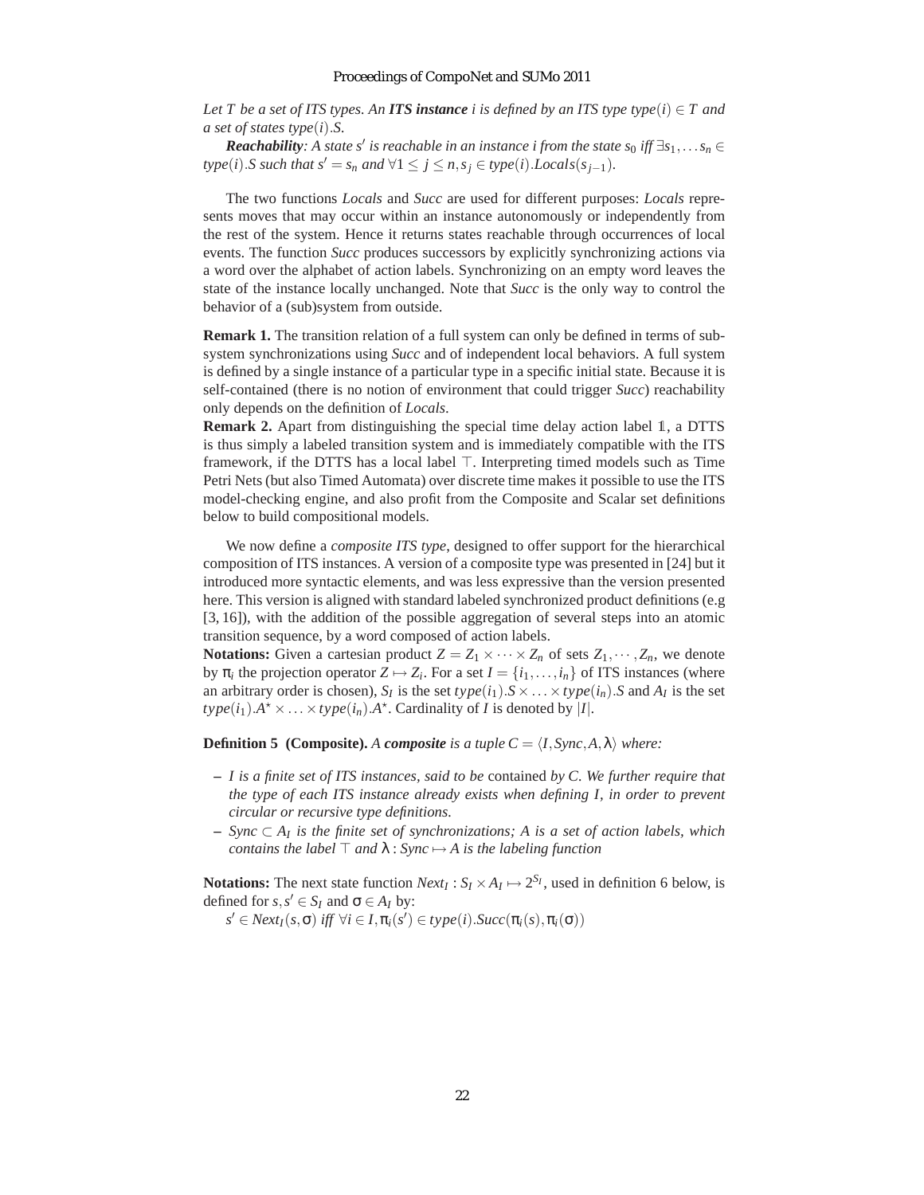*Let $T$ be a set of ITS types. An **ITS instance** $i$ is defined by an ITS type $type(i) \in T$ and a set of states $type(i).S$.*

***Reachability**: A state $s'$ is reachable in an instance $i$ from the state $s_0$ iff $\exists s_1, \ldots s_n \in type(i).S$ such that $s' = s_n$ and $\forall 1 \leq j \leq n, s_j \in type(i).Locals(s_{j-1})$.*

The two functions *Locals* and *Succ* are used for different purposes: *Locals* represents moves that may occur within an instance autonomously or independently from the rest of the system. Hence it returns states reachable through occurrences of local events. The function *Succ* produces successors by explicitly synchronizing actions via a word over the alphabet of action labels. Synchronizing on an empty word leaves the state of the instance locally unchanged. Note that *Succ* is the only way to control the behavior of a (sub)system from outside.

**Remark 1.** The transition relation of a full system can only be defined in terms of subsystem synchronizations using *Succ* and of independent local behaviors. A full system is defined by a single instance of a particular type in a specific initial state. Because it is self-contained (there is no notion of environment that could trigger *Succ*) reachability only depends on the definition of *Locals*.

**Remark 2.** Apart from distinguishing the special time delay action label $\mathbb{1}$, a DTTS is thus simply a labeled transition system and is immediately compatible with the ITS framework, if the DTTS has a local label $\top$. Interpreting timed models such as Time Petri Nets (but also Timed Automata) over discrete time makes it possible to use the ITS model-checking engine, and also profit from the Composite and Scalar set definitions below to build compositional models.

We now define a *composite ITS type*, designed to offer support for the hierarchical composition of ITS instances. A version of a composite type was presented in [24] but it introduced more syntactic elements, and was less expressive than the version presented here. This version is aligned with standard labeled synchronized product definitions (e.g [3, 16]), with the addition of the possible aggregation of several steps into an atomic transition sequence, by a word composed of action labels.

**Notations:** Given a cartesian product $Z = Z_1 \times \cdots \times Z_n$ of sets $Z_1, \cdots, Z_n$, we denote by $\pi_i$ the projection operator $Z \mapsto Z_i$. For a set $I = \{i_1, \ldots, i_n\}$ of ITS instances (where an arbitrary order is chosen), $S_I$ is the set $type(i_1).S \times \ldots \times type(i_n).S$ and $A_I$ is the set $type(i_1).A^{\star} \times \ldots \times type(i_n).A^{\star}$. Cardinality of $I$ is denoted by $|I|$.

**Definition 5 (Composite).** *A **composite** is a tuple $C = \langle I, Sync, A, \lambda \rangle$ where:*

- *$I$ is a finite set of ITS instances, said to be* contained *by $C$. We further require that the type of each ITS instance already exists when defining $I$, in order to prevent circular or recursive type definitions.*
- *$Sync \subset A_I$ is the finite set of synchronizations; $A$ is a set of action labels, which contains the label $\top$ and $\lambda : Sync \mapsto A$ is the labeling function*

**Notations:** The next state function $Next_I : S_I \times A_I \mapsto 2^{S_I}$, used in definition 6 below, is defined for $s, s' \in S_I$ and $\sigma \in A_I$ by:

$s' \in Next_I(s, \sigma)$ *iff* $\forall i \in I, \pi_i(s') \in type(i).Succ(\pi_i(s), \pi_i(\sigma))$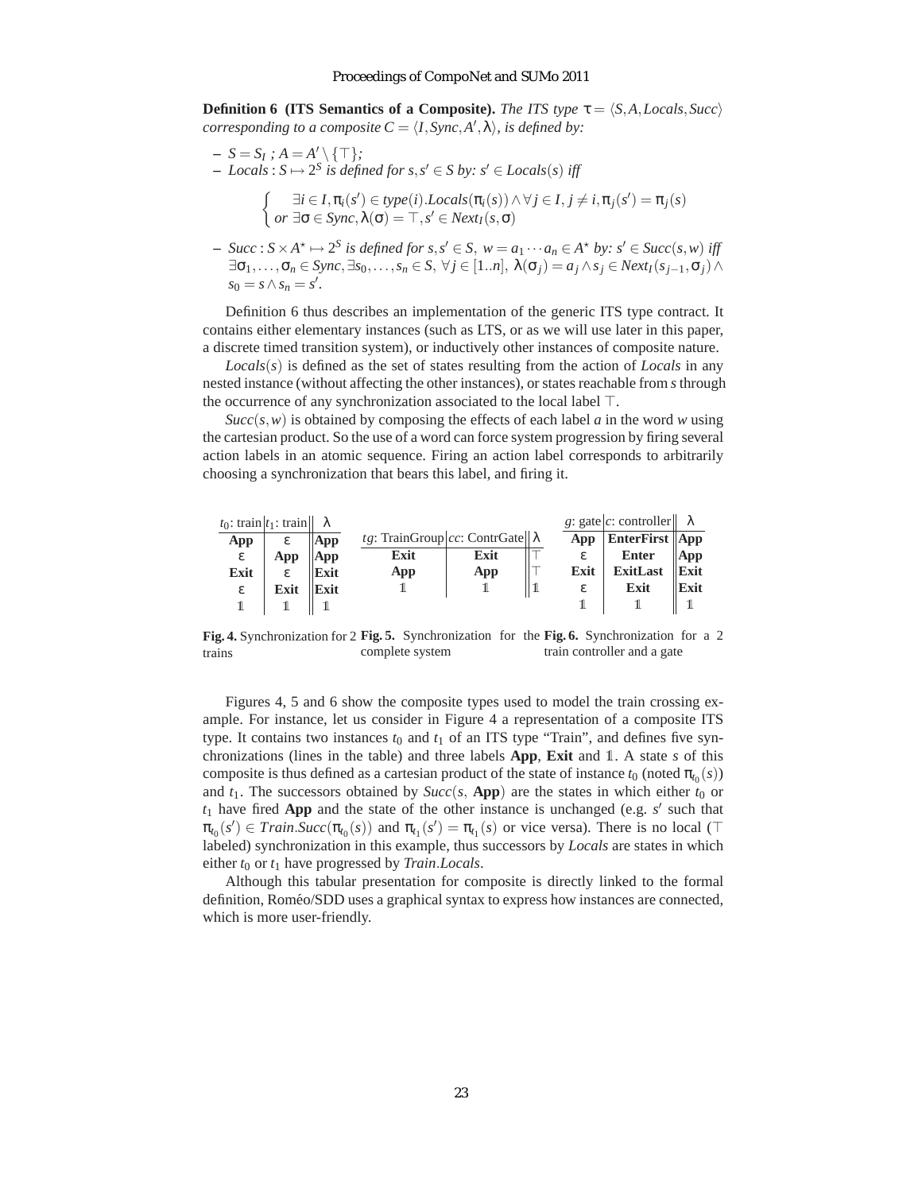**Definition 6 (ITS Semantics of a Composite).** *The ITS type* $\tau = \langle S, A, Locals, Succ\rangle$ *corresponding to a composite* $C = \langle I, Sync, A', \lambda\rangle$*, is defined by:*

- $S = S_I$ ; $A = A' \setminus \{\top\}$;
- $Locals : S \mapsto 2^S$ *is defined for* $s, s' \in S$ *by:* $s' \in Locals(s)$ *iff*

$$\begin{cases} \exists i \in I, \pi_i(s') \in type(i).Locals(\pi_i(s)) \wedge \forall j \in I, j \neq i, \pi_j(s') = \pi_j(s) \\ or\ \exists \sigma \in Sync, \lambda(\sigma) = \top, s' \in Next_I(s, \sigma) \end{cases}$$

- $Succ : S \times A^\star \mapsto 2^S$ *is defined for* $s, s' \in S$, $w = a_1 \cdots a_n \in A^\star$ *by:* $s' \in Succ(s, w)$ *iff* $\exists \sigma_1, \ldots, \sigma_n \in Sync, \exists s_0, \ldots, s_n \in S,\ \forall j \in [1..n],\ \lambda(\sigma_j) = a_j \wedge s_j \in Next_I(s_{j-1}, \sigma_j) \wedge s_0 = s \wedge s_n = s'$.

Definition 6 thus describes an implementation of the generic ITS type contract. It contains either elementary instances (such as LTS, or as we will use later in this paper, a discrete timed transition system), or inductively other instances of composite nature.

*Locals*$(s)$ is defined as the set of states resulting from the action of *Locals* in any nested instance (without affecting the other instances), or states reachable from $s$ through the occurrence of any synchronization associated to the local label $\top$.

*Succ*$(s, w)$ is obtained by composing the effects of each label $a$ in the word $w$ using the cartesian product. So the use of a word can force system progression by firing several action labels in an atomic sequence. Firing an action label corresponds to arbitrarily choosing a synchronization that bears this label, and firing it.

| $t_0$: train | $t_1$: train | $\lambda$ |
|---|---|---|
| **App** | $\varepsilon$ | **App** |
| $\varepsilon$ | **App** | **App** |
| **Exit** | $\varepsilon$ | **Exit** |
| $\varepsilon$ | **Exit** | **Exit** |
| $\mathbb{1}$ | $\mathbb{1}$ | $\mathbb{1}$ |

**Fig. 4.** Synchronization for 2 trains

| $tg$: TrainGroup | $cc$: ContrGate | $\lambda$ |
|---|---|---|
| **Exit** | **Exit** | $\top$ |
| **App** | **App** | $\top$ |
| $\mathbb{1}$ | $\mathbb{1}$ | $\mathbb{1}$ |

**Fig. 5.** Synchronization for the complete system

| $g$: gate | $c$: controller | $\lambda$ |
|---|---|---|
| **App** | **EnterFirst** | **App** |
| $\varepsilon$ | **Enter** | **App** |
| **Exit** | **ExitLast** | **Exit** |
| $\varepsilon$ | **Exit** | **Exit** |
| $\mathbb{1}$ | $\mathbb{1}$ | $\mathbb{1}$ |

**Fig. 6.** Synchronization for a 2 train controller and a gate

Figures 4, 5 and 6 show the composite types used to model the train crossing example. For instance, let us consider in Figure 4 a representation of a composite ITS type. It contains two instances $t_0$ and $t_1$ of an ITS type "Train", and defines five synchronizations (lines in the table) and three labels **App**, **Exit** and $\mathbb{1}$. A state $s$ of this composite is thus defined as a cartesian product of the state of instance $t_0$ (noted $\pi_{t_0}(s)$) and $t_1$. The successors obtained by *Succ*$(s,$ **App**$)$ are the states in which either $t_0$ or $t_1$ have fired **App** and the state of the other instance is unchanged (e.g. $s'$ such that $\pi_{t_0}(s') \in Train.Succ(\pi_{t_0}(s))$ and $\pi_{t_1}(s') = \pi_{t_1}(s)$ or vice versa). There is no local ($\top$ labeled) synchronization in this example, thus successors by *Locals* are states in which either $t_0$ or $t_1$ have progressed by *Train*.*Locals*.

Although this tabular presentation for composite is directly linked to the formal definition, Roméo/SDD uses a graphical syntax to express how instances are connected, which is more user-friendly.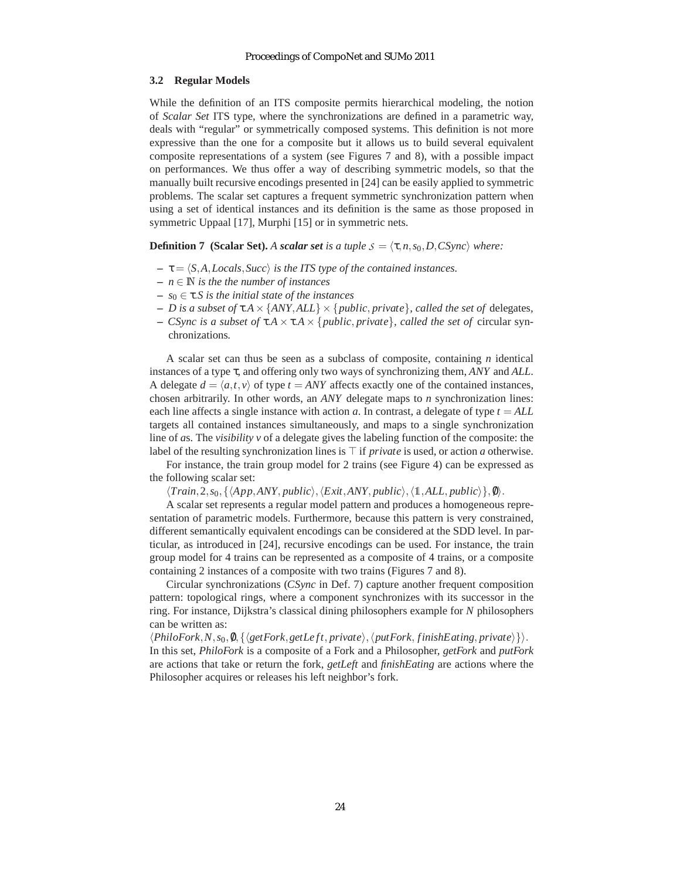### 3.2 Regular Models

While the definition of an ITS composite permits hierarchical modeling, the notion of *Scalar Set* ITS type, where the synchronizations are defined in a parametric way, deals with "regular" or symmetrically composed systems. This definition is not more expressive than the one for a composite but it allows us to build several equivalent composite representations of a system (see Figures 7 and 8), with a possible impact on performances. We thus offer a way of describing symmetric models, so that the manually built recursive encodings presented in [24] can be easily applied to symmetric problems. The scalar set captures a frequent symmetric synchronization pattern when using a set of identical instances and its definition is the same as those proposed in symmetric Uppaal [17], Murphi [15] or in symmetric nets.

**Definition 7 (Scalar Set).** *A **scalar set** is a tuple* $\mathcal{S} = \langle \tau, n, s_0, D, CSync \rangle$ *where:*

- $\tau = \langle S, A, Locals, Succ \rangle$ *is the ITS type of the contained instances.*
- $n \in \mathbb{N}$ *is the the number of instances*
- $s_0 \in \tau.S$ *is the initial state of the instances*
- *D is a subset of* $\tau.A \times \{ANY, ALL\} \times \{public, private\}$*, called the set of* delegates,
- *CSync is a subset of* $\tau.A \times \tau.A \times \{public, private\}$*, called the set of* circular synchronizations.

A scalar set can thus be seen as a subclass of composite, containing *n* identical instances of a type $\tau$, and offering only two ways of synchronizing them, *ANY* and *ALL*. A delegate $d = \langle a, t, v \rangle$ of type $t = ANY$ affects exactly one of the contained instances, chosen arbitrarily. In other words, an *ANY* delegate maps to *n* synchronization lines: each line affects a single instance with action *a*. In contrast, a delegate of type $t = ALL$ targets all contained instances simultaneously, and maps to a single synchronization line of *a*s. The *visibility v* of a delegate gives the labeling function of the composite: the label of the resulting synchronization lines is $\top$ if *private* is used, or action *a* otherwise.

For instance, the train group model for 2 trains (see Figure 4) can be expressed as the following scalar set:

$\langle Train, 2, s_0, \{\langle App, ANY, public \rangle, \langle Exit, ANY, public \rangle, \langle \mathbb{1}, ALL, public \rangle\}, \emptyset \rangle$.

A scalar set represents a regular model pattern and produces a homogeneous representation of parametric models. Furthermore, because this pattern is very constrained, different semantically equivalent encodings can be considered at the SDD level. In particular, as introduced in [24], recursive encodings can be used. For instance, the train group model for 4 trains can be represented as a composite of 4 trains, or a composite containing 2 instances of a composite with two trains (Figures 7 and 8).

Circular synchronizations (*CSync* in Def. 7) capture another frequent composition pattern: topological rings, where a component synchronizes with its successor in the ring. For instance, Dijkstra's classical dining philosophers example for *N* philosophers can be written as:

$\langle PhiloFork, N, s_0, \emptyset, \{\langle getFork, getLeft, private \rangle, \langle putFork, finishEating, private \rangle\} \rangle$.

In this set, *PhiloFork* is a composite of a Fork and a Philosopher, *getFork* and *putFork* are actions that take or return the fork, *getLeft* and *finishEating* are actions where the Philosopher acquires or releases his left neighbor's fork.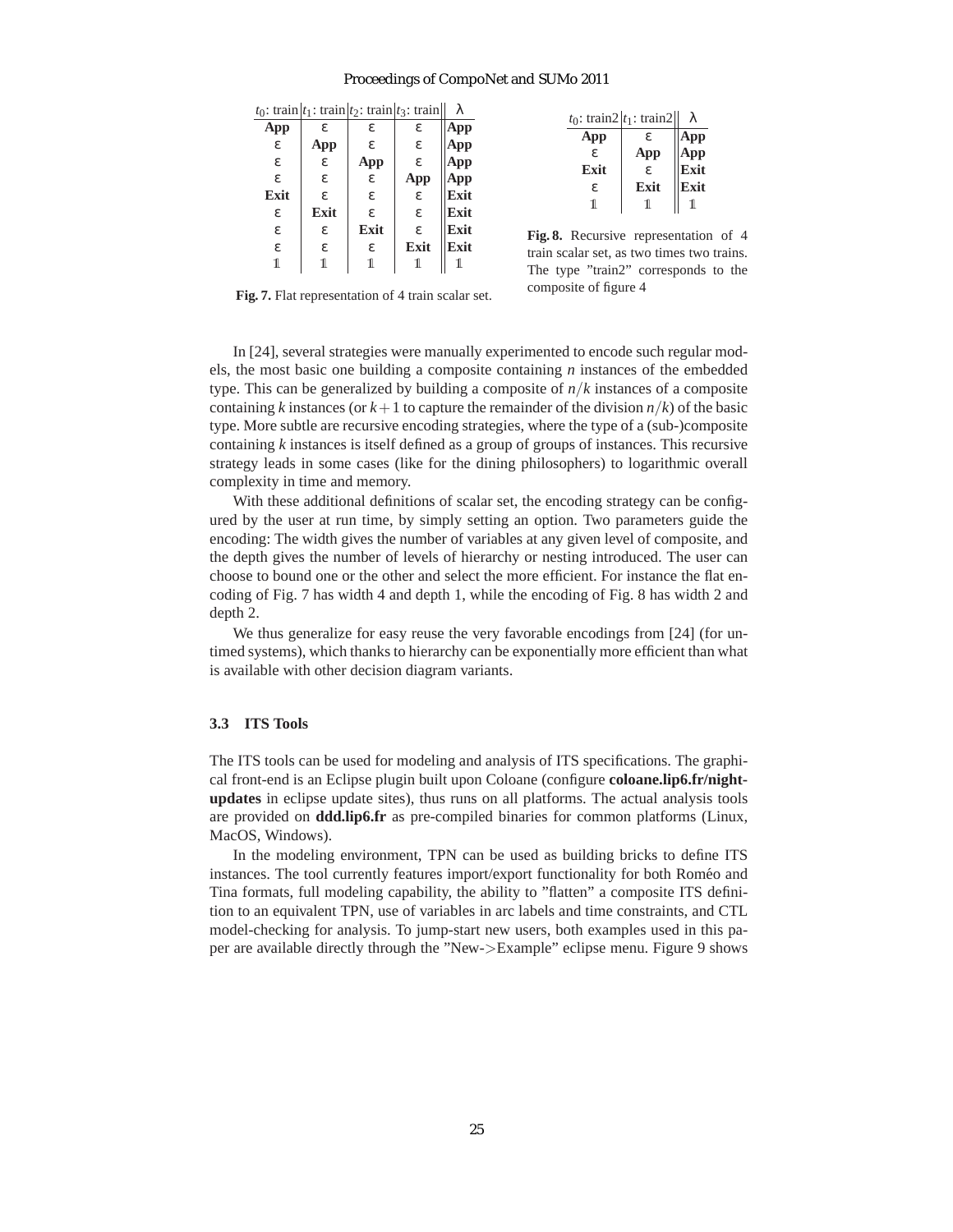| $t_0$: train | $t_1$: train | $t_2$: train | $t_3$: train | $\lambda$ |
|---|---|---|---|---|
| **App** | ε | ε | ε | **App** |
| ε | **App** | ε | ε | **App** |
| ε | ε | **App** | ε | **App** |
| ε | ε | ε | **App** | **App** |
| **Exit** | ε | ε | ε | **Exit** |
| ε | **Exit** | ε | ε | **Exit** |
| ε | ε | **Exit** | ε | **Exit** |
| ε | ε | ε | **Exit** | **Exit** |
| $\mathbb{1}$ | $\mathbb{1}$ | $\mathbb{1}$ | $\mathbb{1}$ | $\mathbb{1}$ |

**Fig. 7.** Flat representation of 4 train scalar set.

| $t_0$: train2 | $t_1$: train2 | $\lambda$ |
|---|---|---|
| **App** | ε | **App** |
| ε | **App** | **App** |
| **Exit** | ε | **Exit** |
| ε | **Exit** | **Exit** |
| $\mathbb{1}$ | $\mathbb{1}$ | $\mathbb{1}$ |

**Fig. 8.** Recursive representation of 4 train scalar set, as two times two trains. The type "train2" corresponds to the composite of figure 4

In [24], several strategies were manually experimented to encode such regular models, the most basic one building a composite containing $n$ instances of the embedded type. This can be generalized by building a composite of $n/k$ instances of a composite containing $k$ instances (or $k+1$ to capture the remainder of the division $n/k$) of the basic type. More subtle are recursive encoding strategies, where the type of a (sub-)composite containing $k$ instances is itself defined as a group of groups of instances. This recursive strategy leads in some cases (like for the dining philosophers) to logarithmic overall complexity in time and memory.

With these additional definitions of scalar set, the encoding strategy can be configured by the user at run time, by simply setting an option. Two parameters guide the encoding: The width gives the number of variables at any given level of composite, and the depth gives the number of levels of hierarchy or nesting introduced. The user can choose to bound one or the other and select the more efficient. For instance the flat encoding of Fig. 7 has width 4 and depth 1, while the encoding of Fig. 8 has width 2 and depth 2.

We thus generalize for easy reuse the very favorable encodings from [24] (for untimed systems), which thanks to hierarchy can be exponentially more efficient than what is available with other decision diagram variants.

### 3.3 ITS Tools

The ITS tools can be used for modeling and analysis of ITS specifications. The graphical front-end is an Eclipse plugin built upon Coloane (configure **coloane.lip6.fr/night-updates** in eclipse update sites), thus runs on all platforms. The actual analysis tools are provided on **ddd.lip6.fr** as pre-compiled binaries for common platforms (Linux, MacOS, Windows).

In the modeling environment, TPN can be used as building bricks to define ITS instances. The tool currently features import/export functionality for both Roméo and Tina formats, full modeling capability, the ability to "flatten" a composite ITS definition to an equivalent TPN, use of variables in arc labels and time constraints, and CTL model-checking for analysis. To jump-start new users, both examples used in this paper are available directly through the "New->Example" eclipse menu. Figure 9 shows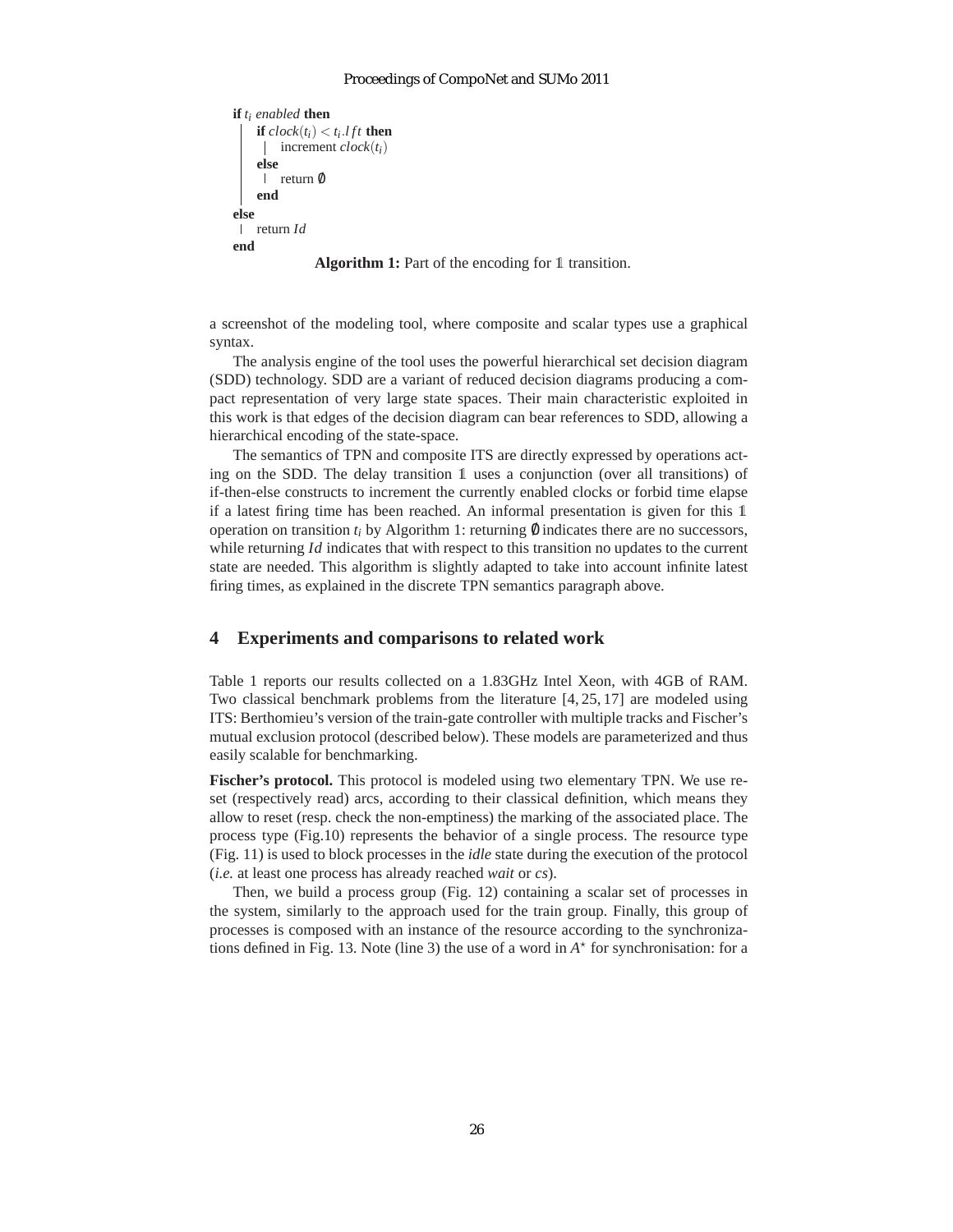```
if t_i enabled then
    if clock(t_i) < t_i.lft then
        increment clock(t_i)
    else
        return ∅
    end
else
    return Id
end
```

**Algorithm 1:** Part of the encoding for $\mathbb{1}$ transition.

a screenshot of the modeling tool, where composite and scalar types use a graphical syntax.

The analysis engine of the tool uses the powerful hierarchical set decision diagram (SDD) technology. SDD are a variant of reduced decision diagrams producing a compact representation of very large state spaces. Their main characteristic exploited in this work is that edges of the decision diagram can bear references to SDD, allowing a hierarchical encoding of the state-space.

The semantics of TPN and composite ITS are directly expressed by operations acting on the SDD. The delay transition $\mathbb{1}$ uses a conjunction (over all transitions) of if-then-else constructs to increment the currently enabled clocks or forbid time elapse if a latest firing time has been reached. An informal presentation is given for this $\mathbb{1}$ operation on transition $t_i$ by Algorithm 1: returning $\emptyset$ indicates there are no successors, while returning $Id$ indicates that with respect to this transition no updates to the current state are needed. This algorithm is slightly adapted to take into account infinite latest firing times, as explained in the discrete TPN semantics paragraph above.

## 4 Experiments and comparisons to related work

Table 1 reports our results collected on a 1.83GHz Intel Xeon, with 4GB of RAM. Two classical benchmark problems from the literature [4, 25, 17] are modeled using ITS: Berthomieu's version of the train-gate controller with multiple tracks and Fischer's mutual exclusion protocol (described below). These models are parameterized and thus easily scalable for benchmarking.

**Fischer's protocol.** This protocol is modeled using two elementary TPN. We use reset (respectively read) arcs, according to their classical definition, which means they allow to reset (resp. check the non-emptiness) the marking of the associated place. The process type (Fig.10) represents the behavior of a single process. The resource type (Fig. 11) is used to block processes in the *idle* state during the execution of the protocol (*i.e.* at least one process has already reached *wait* or *cs*).

Then, we build a process group (Fig. 12) containing a scalar set of processes in the system, similarly to the approach used for the train group. Finally, this group of processes is composed with an instance of the resource according to the synchronizations defined in Fig. 13. Note (line 3) the use of a word in $A^\star$ for synchronisation: for a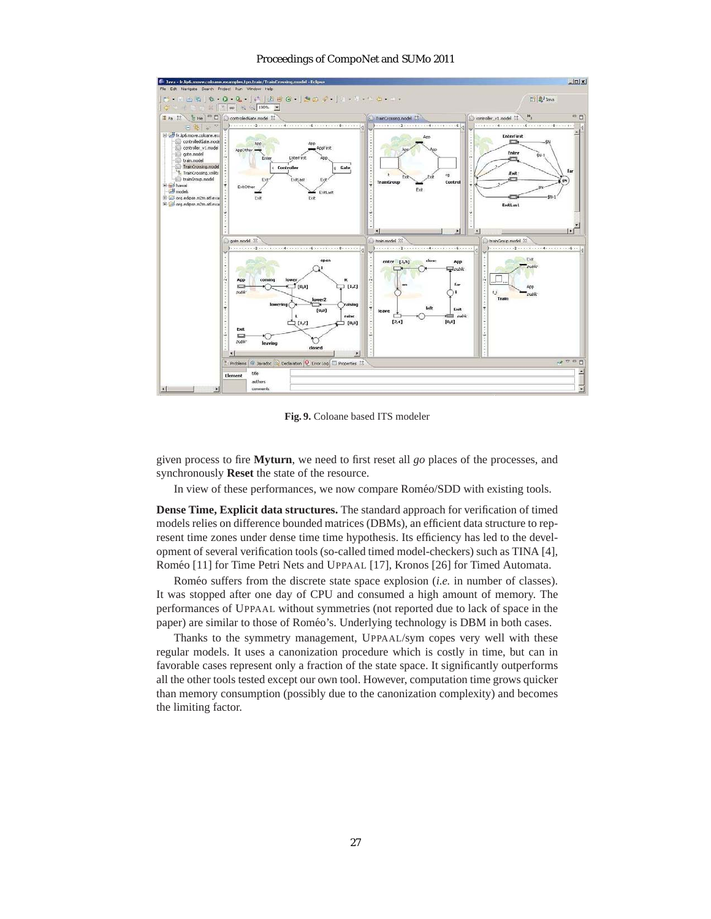**Fig. 9.** Coloane based ITS modeler

given process to fire **Myturn**, we need to first reset all *go* places of the processes, and synchronously **Reset** the state of the resource.

In view of these performances, we now compare Roméo/SDD with existing tools.

**Dense Time, Explicit data structures.** The standard approach for verification of timed models relies on difference bounded matrices (DBMs), an efficient data structure to represent time zones under dense time time hypothesis. Its efficiency has led to the development of several verification tools (so-called timed model-checkers) such as TINA [4], Roméo [11] for Time Petri Nets and UPPAAL [17], Kronos [26] for Timed Automata.

Roméo suffers from the discrete state space explosion (*i.e.* in number of classes). It was stopped after one day of CPU and consumed a high amount of memory. The performances of UPPAAL without symmetries (not reported due to lack of space in the paper) are similar to those of Roméo's. Underlying technology is DBM in both cases.

Thanks to the symmetry management, UPPAAL/sym copes very well with these regular models. It uses a canonization procedure which is costly in time, but can in favorable cases represent only a fraction of the state space. It significantly outperforms all the other tools tested except our own tool. However, computation time grows quicker than memory consumption (possibly due to the canonization complexity) and becomes the limiting factor.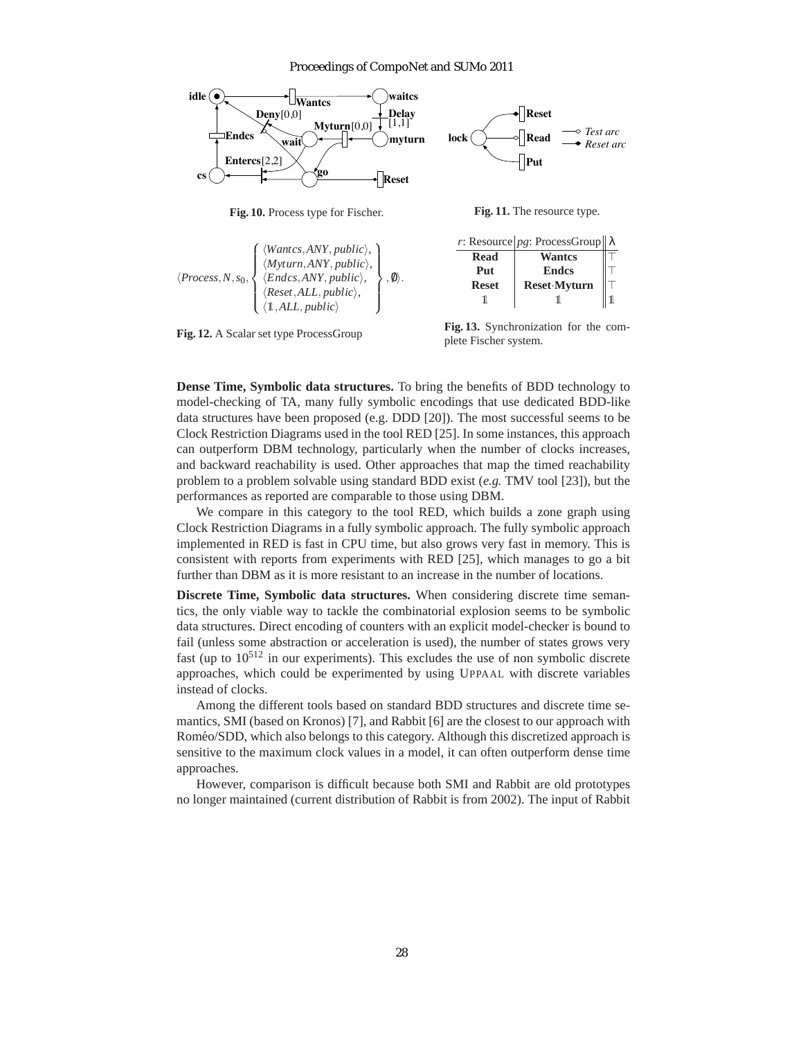**Fig. 10.** Process type for Fischer.

**Fig. 11.** The resource type.

$$\langle Process, N, s_0, \left\{ \begin{array}{l} \langle Wantcs, ANY, public \rangle, \\ \langle Myturn, ANY, public \rangle, \\ \langle Endcs, ANY, public \rangle, \\ \langle Reset, ALL, public \rangle, \\ \langle \mathbb{1}, ALL, public \rangle \end{array} \right\}, \emptyset \rangle.$$

**Fig. 12.** A Scalar set type ProcessGroup

| *r*: Resource | *pg*: ProcessGroup | λ |
|---|---|---|
| **Read** | **Wantcs** | ⊤ |
| **Put** | **Endcs** | ⊤ |
| **Reset** | **Reset**·**Myturn** | ⊤ |
| $\mathbb{1}$ | $\mathbb{1}$ | $\mathbb{1}$ |

**Fig. 13.** Synchronization for the complete Fischer system.

**Dense Time, Symbolic data structures.** To bring the benefits of BDD technology to model-checking of TA, many fully symbolic encodings that use dedicated BDD-like data structures have been proposed (e.g. DDD [20]). The most successful seems to be Clock Restriction Diagrams used in the tool RED [25]. In some instances, this approach can outperform DBM technology, particularly when the number of clocks increases, and backward reachability is used. Other approaches that map the timed reachability problem to a problem solvable using standard BDD exist (*e.g.* TMV tool [23]), but the performances as reported are comparable to those using DBM.

We compare in this category to the tool RED, which builds a zone graph using Clock Restriction Diagrams in a fully symbolic approach. The fully symbolic approach implemented in RED is fast in CPU time, but also grows very fast in memory. This is consistent with reports from experiments with RED [25], which manages to go a bit further than DBM as it is more resistant to an increase in the number of locations.

**Discrete Time, Symbolic data structures.** When considering discrete time semantics, the only viable way to tackle the combinatorial explosion seems to be symbolic data structures. Direct encoding of counters with an explicit model-checker is bound to fail (unless some abstraction or acceleration is used), the number of states grows very fast (up to $10^{512}$ in our experiments). This excludes the use of non symbolic discrete approaches, which could be experimented by using UPPAAL with discrete variables instead of clocks.

Among the different tools based on standard BDD structures and discrete time semantics, SMI (based on Kronos) [7], and Rabbit [6] are the closest to our approach with Roméo/SDD, which also belongs to this category. Although this discretized approach is sensitive to the maximum clock values in a model, it can often outperform dense time approaches.

However, comparison is difficult because both SMI and Rabbit are old prototypes no longer maintained (current distribution of Rabbit is from 2002). The input of Rabbit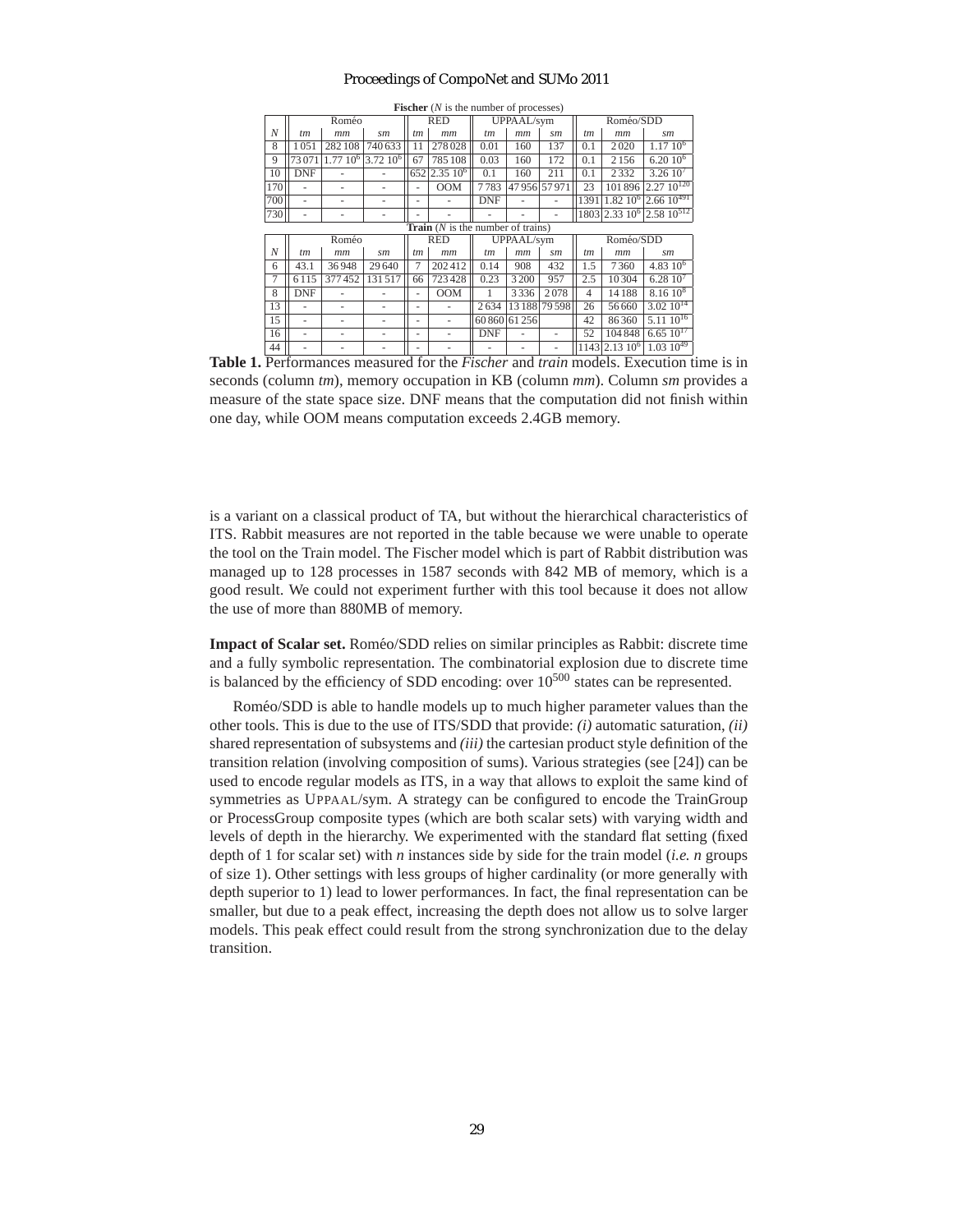**Fischer** (*N* is the number of processes)

| | Roméo | | | RED | | UPPAAL/sym | | | Roméo/SDD | | |
|---|---|---|---|---|---|---|---|---|---|---|---|
| *N* | *tm* | *mm* | *sm* | *tm* | *mm* | *tm* | *mm* | *sm* | *tm* | *mm* | *sm* |
| 8 | 1 051 | 282 108 | 740 633 | 11 | 278 028 | 0.01 | 160 | 137 | 0.1 | 2 020 | $1.17\ 10^6$ |
| 9 | 73 071 | $1.77\ 10^6$ | $3.72\ 10^6$ | 67 | 785 108 | 0.03 | 160 | 172 | 0.1 | 2 156 | $6.20\ 10^6$ |
| 10 | DNF | - | - | 652 | $2.35\ 10^6$ | 0.1 | 160 | 211 | 0.1 | 2 332 | $3.26\ 10^7$ |
| 170 | - | - | - | - | OOM | 7 783 | 47 956 | 57 971 | 23 | 101 896 | $2.27\ 10^{120}$ |
| 700 | - | - | - | - | - | DNF | - | - | 1391 | $1.82\ 10^6$ | $2.66\ 10^{491}$ |
| 730 | - | - | - | - | - | - | - | - | 1803 | $2.33\ 10^6$ | $2.58\ 10^{512}$ |

**Train** (*N* is the number of trains)

| | Roméo | | | RED | | UPPAAL/sym | | | Roméo/SDD | | |
|---|---|---|---|---|---|---|---|---|---|---|---|
| *N* | *tm* | *mm* | *sm* | *tm* | *mm* | *tm* | *mm* | *sm* | *tm* | *mm* | *sm* |
| 6 | 43.1 | 36 948 | 29 640 | 7 | 202 412 | 0.14 | 908 | 432 | 1.5 | 7 360 | $4.83\ 10^6$ |
| 7 | 6 115 | 377 452 | 131 517 | 66 | 723 428 | 0.23 | 3 200 | 957 | 2.5 | 10 304 | $6.28\ 10^7$ |
| 8 | DNF | - | - | - | OOM | 1 | 3 336 | 2 078 | 4 | 14 188 | $8.16\ 10^8$ |
| 13 | - | - | - | - | - | 2 634 | 13 188 | 79 598 | 26 | 56 660 | $3.02\ 10^{14}$ |
| 15 | - | - | - | - | - | 60 860 | 61 256 | | 42 | 86 360 | $5.11\ 10^{16}$ |
| 16 | - | - | - | - | - | DNF | - | - | 52 | 104 848 | $6.65\ 10^{17}$ |
| 44 | - | - | - | - | - | - | - | - | 1143 | $2.13\ 10^6$ | $1.03\ 10^{49}$ |

**Table 1.** Performances measured for the *Fischer* and *train* models. Execution time is in seconds (column *tm*), memory occupation in KB (column *mm*). Column *sm* provides a measure of the state space size. DNF means that the computation did not finish within one day, while OOM means computation exceeds 2.4GB memory.

is a variant on a classical product of TA, but without the hierarchical characteristics of ITS. Rabbit measures are not reported in the table because we were unable to operate the tool on the Train model. The Fischer model which is part of Rabbit distribution was managed up to 128 processes in 1587 seconds with 842 MB of memory, which is a good result. We could not experiment further with this tool because it does not allow the use of more than 880MB of memory.

**Impact of Scalar set.** Roméo/SDD relies on similar principles as Rabbit: discrete time and a fully symbolic representation. The combinatorial explosion due to discrete time is balanced by the efficiency of SDD encoding: over $10^{500}$ states can be represented.

Roméo/SDD is able to handle models up to much higher parameter values than the other tools. This is due to the use of ITS/SDD that provide: *(i)* automatic saturation, *(ii)* shared representation of subsystems and *(iii)* the cartesian product style definition of the transition relation (involving composition of sums). Various strategies (see [24]) can be used to encode regular models as ITS, in a way that allows to exploit the same kind of symmetries as UPPAAL/sym. A strategy can be configured to encode the TrainGroup or ProcessGroup composite types (which are both scalar sets) with varying width and levels of depth in the hierarchy. We experimented with the standard flat setting (fixed depth of 1 for scalar set) with *n* instances side by side for the train model (*i.e. n* groups of size 1). Other settings with less groups of higher cardinality (or more generally with depth superior to 1) lead to lower performances. In fact, the final representation can be smaller, but due to a peak effect, increasing the depth does not allow us to solve larger models. This peak effect could result from the strong synchronization due to the delay transition.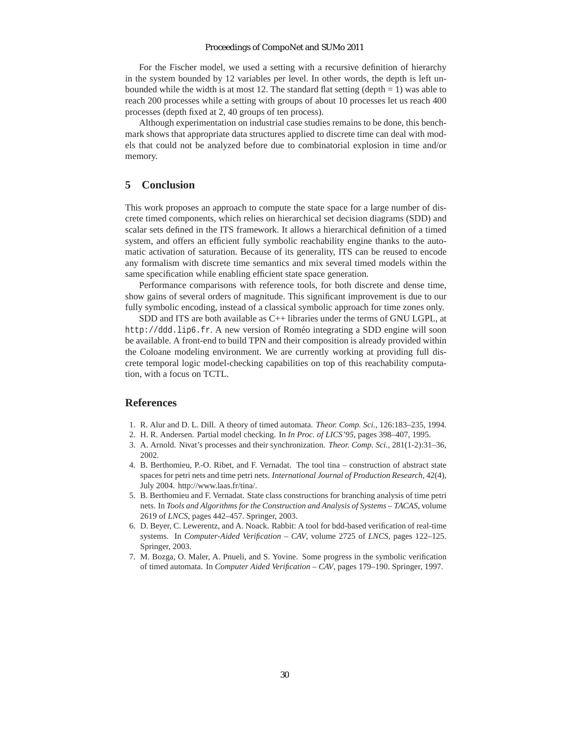For the Fischer model, we used a setting with a recursive definition of hierarchy in the system bounded by 12 variables per level. In other words, the depth is left unbounded while the width is at most 12. The standard flat setting (depth = 1) was able to reach 200 processes while a setting with groups of about 10 processes let us reach 400 processes (depth fixed at 2, 40 groups of ten process).

Although experimentation on industrial case studies remains to be done, this benchmark shows that appropriate data structures applied to discrete time can deal with models that could not be analyzed before due to combinatorial explosion in time and/or memory.

## 5 Conclusion

This work proposes an approach to compute the state space for a large number of discrete timed components, which relies on hierarchical set decision diagrams (SDD) and scalar sets defined in the ITS framework. It allows a hierarchical definition of a timed system, and offers an efficient fully symbolic reachability engine thanks to the automatic activation of saturation. Because of its generality, ITS can be reused to encode any formalism with discrete time semantics and mix several timed models within the same specification while enabling efficient state space generation.

Performance comparisons with reference tools, for both discrete and dense time, show gains of several orders of magnitude. This significant improvement is due to our fully symbolic encoding, instead of a classical symbolic approach for time zones only.

SDD and ITS are both available as C++ libraries under the terms of GNU LGPL, at `http://ddd.lip6.fr`. A new version of Roméo integrating a SDD engine will soon be available. A front-end to build TPN and their composition is already provided within the Coloane modeling environment. We are currently working at providing full discrete temporal logic model-checking capabilities on top of this reachability computation, with a focus on TCTL.

## References

1. R. Alur and D. L. Dill. A theory of timed automata. *Theor. Comp. Sci.*, 126:183–235, 1994.
2. H. R. Andersen. Partial model checking. In *In Proc. of LICS'95*, pages 398–407, 1995.
3. A. Arnold. Nivat's processes and their synchronization. *Theor. Comp. Sci.*, 281(1-2):31–36, 2002.
4. B. Berthomieu, P.-O. Ribet, and F. Vernadat. The tool tina – construction of abstract state spaces for petri nets and time petri nets. *International Journal of Production Research*, 42(4), July 2004. http://www.laas.fr/tina/.
5. B. Berthomieu and F. Vernadat. State class constructions for branching analysis of time petri nets. In *Tools and Algorithms for the Construction and Analysis of Systems – TACAS*, volume 2619 of *LNCS*, pages 442–457. Springer, 2003.
6. D. Beyer, C. Lewerentz, and A. Noack. Rabbit: A tool for bdd-based verification of real-time systems. In *Computer-Aided Verification – CAV*, volume 2725 of *LNCS*, pages 122–125. Springer, 2003.
7. M. Bozga, O. Maler, A. Pnueli, and S. Yovine. Some progress in the symbolic verification of timed automata. In *Computer Aided Verification – CAV*, pages 179–190. Springer, 1997.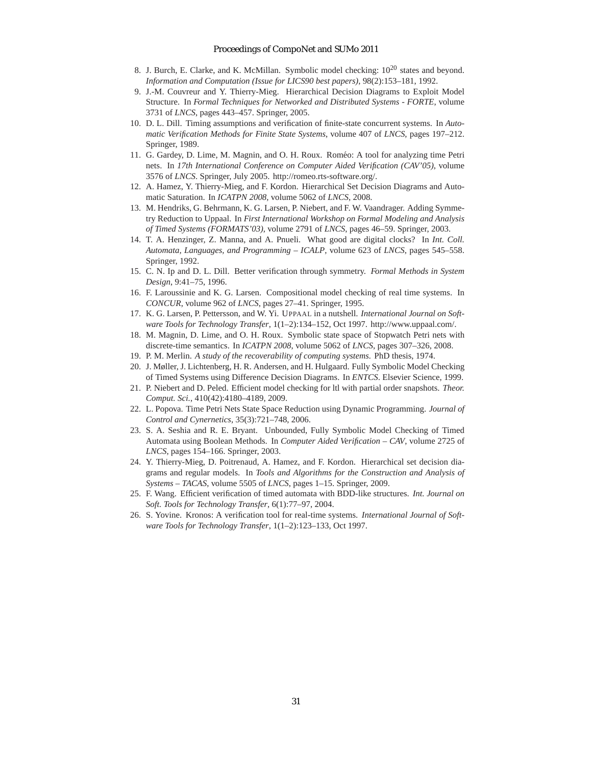8. J. Burch, E. Clarke, and K. McMillan. Symbolic model checking: $10^{20}$ states and beyond. *Information and Computation (Issue for LICS90 best papers)*, 98(2):153–181, 1992.
9. J.-M. Couvreur and Y. Thierry-Mieg. Hierarchical Decision Diagrams to Exploit Model Structure. In *Formal Techniques for Networked and Distributed Systems - FORTE*, volume 3731 of *LNCS*, pages 443–457. Springer, 2005.
10. D. L. Dill. Timing assumptions and verification of finite-state concurrent systems. In *Automatic Verification Methods for Finite State Systems*, volume 407 of *LNCS*, pages 197–212. Springer, 1989.
11. G. Gardey, D. Lime, M. Magnin, and O. H. Roux. Roméo: A tool for analyzing time Petri nets. In *17th International Conference on Computer Aided Verification (CAV'05)*, volume 3576 of *LNCS*. Springer, July 2005. http://romeo.rts-software.org/.
12. A. Hamez, Y. Thierry-Mieg, and F. Kordon. Hierarchical Set Decision Diagrams and Automatic Saturation. In *ICATPN 2008*, volume 5062 of *LNCS*, 2008.
13. M. Hendriks, G. Behrmann, K. G. Larsen, P. Niebert, and F. W. Vaandrager. Adding Symmetry Reduction to Uppaal. In *First International Workshop on Formal Modeling and Analysis of Timed Systems (FORMATS'03)*, volume 2791 of *LNCS*, pages 46–59. Springer, 2003.
14. T. A. Henzinger, Z. Manna, and A. Pnueli. What good are digital clocks? In *Int. Coll. Automata, Languages, and Programming – ICALP*, volume 623 of *LNCS*, pages 545–558. Springer, 1992.
15. C. N. Ip and D. L. Dill. Better verification through symmetry. *Formal Methods in System Design*, 9:41–75, 1996.
16. F. Laroussinie and K. G. Larsen. Compositional model checking of real time systems. In *CONCUR*, volume 962 of *LNCS*, pages 27–41. Springer, 1995.
17. K. G. Larsen, P. Pettersson, and W. Yi. UPPAAL in a nutshell. *International Journal on Software Tools for Technology Transfer*, 1(1–2):134–152, Oct 1997. http://www.uppaal.com/.
18. M. Magnin, D. Lime, and O. H. Roux. Symbolic state space of Stopwatch Petri nets with discrete-time semantics. In *ICATPN 2008*, volume 5062 of *LNCS*, pages 307–326, 2008.
19. P. M. Merlin. *A study of the recoverability of computing systems.* PhD thesis, 1974.
20. J. Møller, J. Lichtenberg, H. R. Andersen, and H. Hulgaard. Fully Symbolic Model Checking of Timed Systems using Difference Decision Diagrams. In *ENTCS*. Elsevier Science, 1999.
21. P. Niebert and D. Peled. Efficient model checking for ltl with partial order snapshots. *Theor. Comput. Sci.*, 410(42):4180–4189, 2009.
22. L. Popova. Time Petri Nets State Space Reduction using Dynamic Programming. *Journal of Control and Cynernetics*, 35(3):721–748, 2006.
23. S. A. Seshia and R. E. Bryant. Unbounded, Fully Symbolic Model Checking of Timed Automata using Boolean Methods. In *Computer Aided Verification – CAV*, volume 2725 of *LNCS*, pages 154–166. Springer, 2003.
24. Y. Thierry-Mieg, D. Poitrenaud, A. Hamez, and F. Kordon. Hierarchical set decision diagrams and regular models. In *Tools and Algorithms for the Construction and Analysis of Systems – TACAS*, volume 5505 of *LNCS*, pages 1–15. Springer, 2009.
25. F. Wang. Efficient verification of timed automata with BDD-like structures. *Int. Journal on Soft. Tools for Technology Transfer*, 6(1):77–97, 2004.
26. S. Yovine. Kronos: A verification tool for real-time systems. *International Journal of Software Tools for Technology Transfer*, 1(1–2):123–133, Oct 1997.